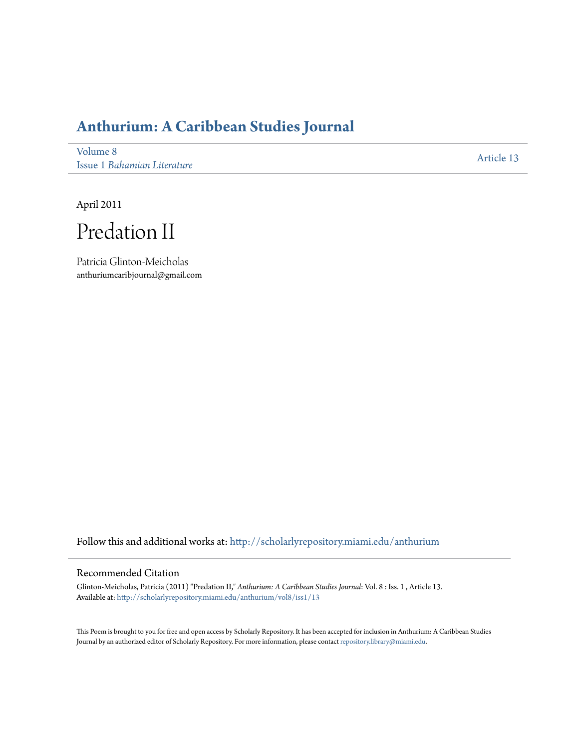# Anthurium: A Caribbean Studies Journal

Volume 8
Issue 1 *Bahamian Literature*

Article 13

April 2011

# Predation II

Patricia Glinton-Meicholas
anthuriumcaribjournal@gmail.com

Follow this and additional works at: http://scholarlyrepository.miami.edu/anthurium

## Recommended Citation

Glinton-Meicholas, Patricia (2011) "Predation II," *Anthurium: A Caribbean Studies Journal*: Vol. 8 : Iss. 1 , Article 13.
Available at: http://scholarlyrepository.miami.edu/anthurium/vol8/iss1/13

This Poem is brought to you for free and open access by Scholarly Repository. It has been accepted for inclusion in Anthurium: A Caribbean Studies Journal by an authorized editor of Scholarly Repository. For more information, please contact repository.library@miami.edu.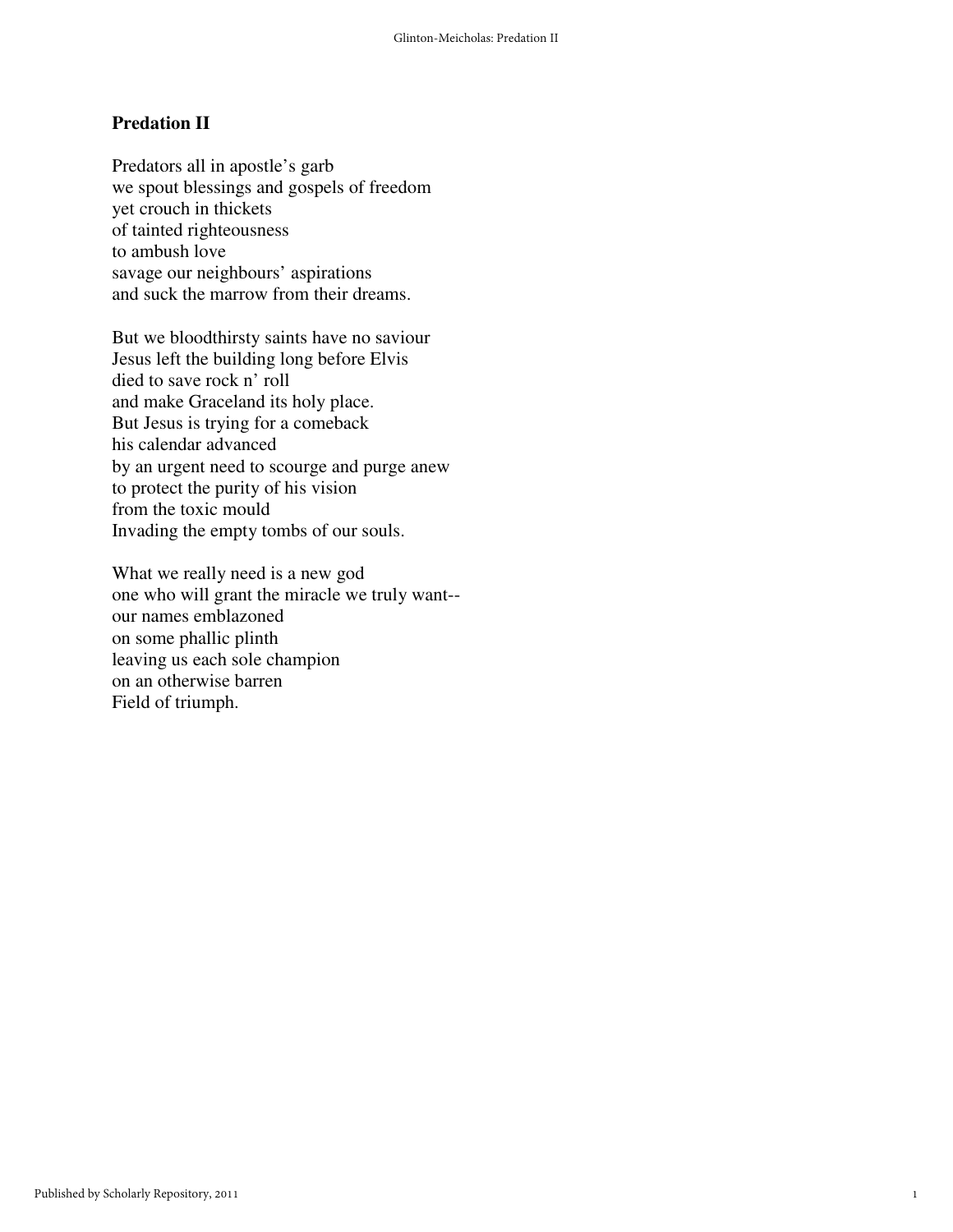## Predation II

Predators all in apostle's garb  
we spout blessings and gospels of freedom  
yet crouch in thickets  
of tainted righteousness  
to ambush love  
savage our neighbours' aspirations  
and suck the marrow from their dreams.

But we bloodthirsty saints have no saviour  
Jesus left the building long before Elvis  
died to save rock n' roll  
and make Graceland its holy place.  
But Jesus is trying for a comeback  
his calendar advanced  
by an urgent need to scourge and purge anew  
to protect the purity of his vision  
from the toxic mould  
Invading the empty tombs of our souls.

What we really need is a new god  
one who will grant the miracle we truly want--  
our names emblazoned  
on some phallic plinth  
leaving us each sole champion  
on an otherwise barren  
Field of triumph.